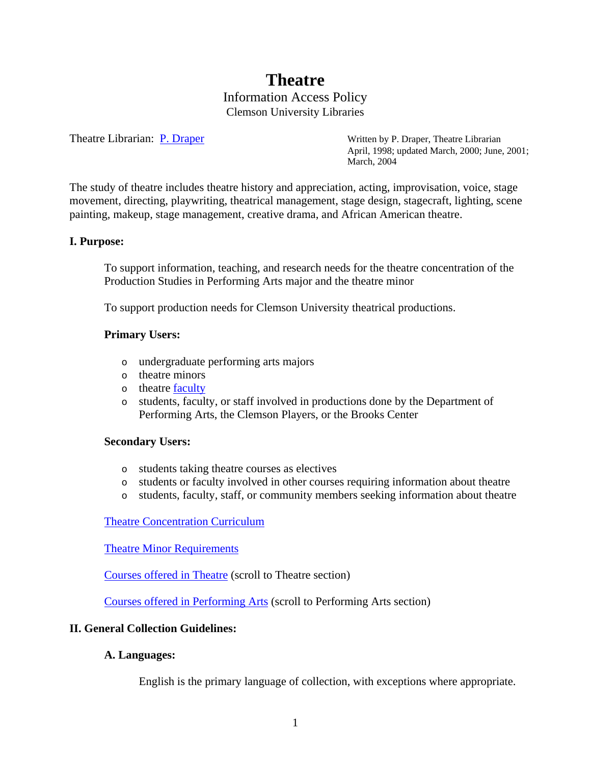# Theatre

Information Access Policy
Clemson University Libraries

Theatre Librarian: P. Draper

Written by P. Draper, Theatre Librarian
April, 1998; updated March, 2000; June, 2001; March, 2004

The study of theatre includes theatre history and appreciation, acting, improvisation, voice, stage movement, directing, playwriting, theatrical management, stage design, stagecraft, lighting, scene painting, makeup, stage management, creative drama, and African American theatre.

## I. Purpose:

To support information, teaching, and research needs for the theatre concentration of the Production Studies in Performing Arts major and the theatre minor

To support production needs for Clemson University theatrical productions.

### Primary Users:

- undergraduate performing arts majors
- theatre minors
- theatre faculty
- students, faculty, or staff involved in productions done by the Department of Performing Arts, the Clemson Players, or the Brooks Center

### Secondary Users:

- students taking theatre courses as electives
- students or faculty involved in other courses requiring information about theatre
- students, faculty, staff, or community members seeking information about theatre

Theatre Concentration Curriculum

Theatre Minor Requirements

Courses offered in Theatre (scroll to Theatre section)

Courses offered in Performing Arts (scroll to Performing Arts section)

## II. General Collection Guidelines:

### A. Languages:

English is the primary language of collection, with exceptions where appropriate.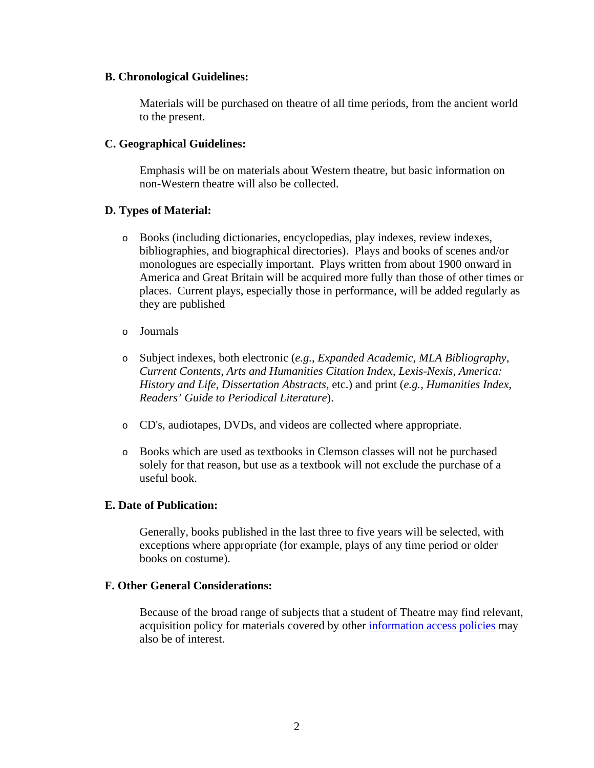**B. Chronological Guidelines:**

Materials will be purchased on theatre of all time periods, from the ancient world to the present.

**C. Geographical Guidelines:**

Emphasis will be on materials about Western theatre, but basic information on non-Western theatre will also be collected.

**D. Types of Material:**

- Books (including dictionaries, encyclopedias, play indexes, review indexes, bibliographies, and biographical directories). Plays and books of scenes and/or monologues are especially important. Plays written from about 1900 onward in America and Great Britain will be acquired more fully than those of other times or places. Current plays, especially those in performance, will be added regularly as they are published

- Journals

- Subject indexes, both electronic (*e.g.*, *Expanded Academic*, *MLA Bibliography*, *Current Contents*, *Arts and Humanities Citation Index*, *Lexis-Nexis*, *America: History and Life*, *Dissertation Abstracts*, etc.) and print (*e.g.*, *Humanities Index*, *Readers' Guide to Periodical Literature*).

- CD's, audiotapes, DVDs, and videos are collected where appropriate.

- Books which are used as textbooks in Clemson classes will not be purchased solely for that reason, but use as a textbook will not exclude the purchase of a useful book.

**E. Date of Publication:**

Generally, books published in the last three to five years will be selected, with exceptions where appropriate (for example, plays of any time period or older books on costume).

**F. Other General Considerations:**

Because of the broad range of subjects that a student of Theatre may find relevant, acquisition policy for materials covered by other information access policies may also be of interest.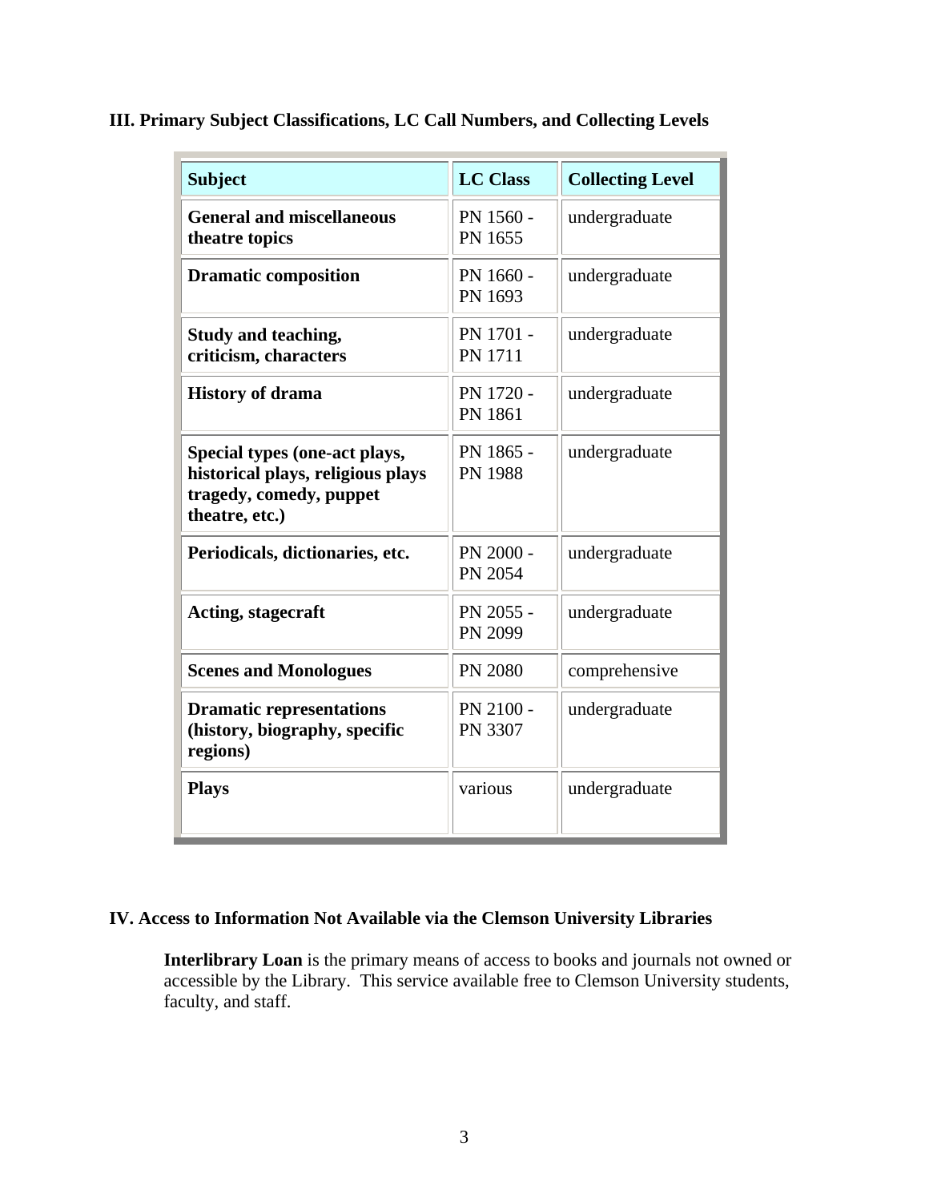## III. Primary Subject Classifications, LC Call Numbers, and Collecting Levels

| Subject | LC Class | Collecting Level |
|---|---|---|
| **General and miscellaneous theatre topics** | PN 1560 - PN 1655 | undergraduate |
| **Dramatic composition** | PN 1660 - PN 1693 | undergraduate |
| **Study and teaching, criticism, characters** | PN 1701 - PN 1711 | undergraduate |
| **History of drama** | PN 1720 - PN 1861 | undergraduate |
| **Special types (one-act plays, historical plays, religious plays tragedy, comedy, puppet theatre, etc.)** | PN 1865 - PN 1988 | undergraduate |
| **Periodicals, dictionaries, etc.** | PN 2000 - PN 2054 | undergraduate |
| **Acting, stagecraft** | PN 2055 - PN 2099 | undergraduate |
| **Scenes and Monologues** | PN 2080 | comprehensive |
| **Dramatic representations (history, biography, specific regions)** | PN 2100 - PN 3307 | undergraduate |
| **Plays** | various | undergraduate |

## IV. Access to Information Not Available via the Clemson University Libraries

**Interlibrary Loan** is the primary means of access to books and journals not owned or accessible by the Library. This service available free to Clemson University students, faculty, and staff.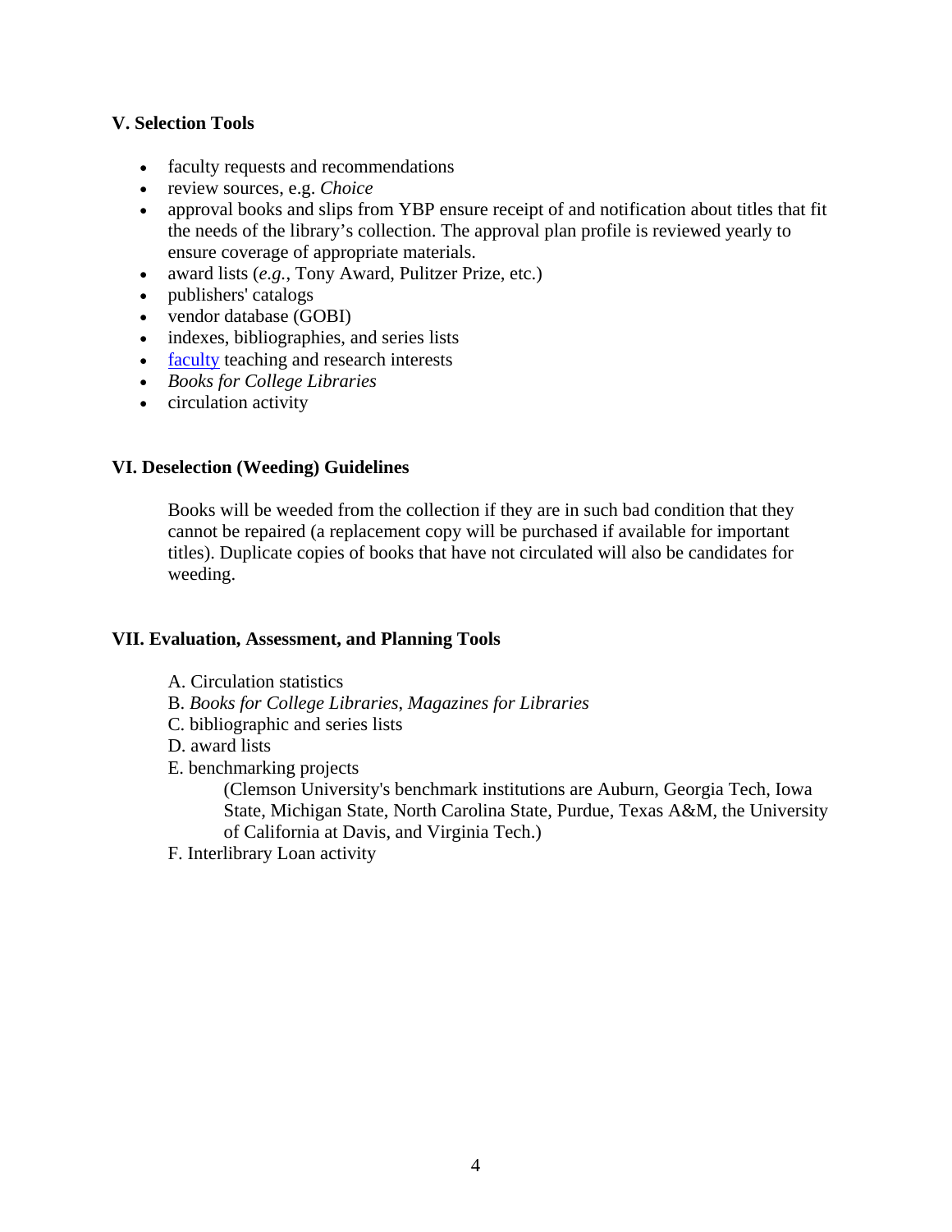## V. Selection Tools

- faculty requests and recommendations
- review sources, e.g. *Choice*
- approval books and slips from YBP ensure receipt of and notification about titles that fit the needs of the library's collection. The approval plan profile is reviewed yearly to ensure coverage of appropriate materials.
- award lists (*e.g.*, Tony Award, Pulitzer Prize, etc.)
- publishers' catalogs
- vendor database (GOBI)
- indexes, bibliographies, and series lists
- faculty teaching and research interests
- *Books for College Libraries*
- circulation activity

## VI. Deselection (Weeding) Guidelines

Books will be weeded from the collection if they are in such bad condition that they cannot be repaired (a replacement copy will be purchased if available for important titles). Duplicate copies of books that have not circulated will also be candidates for weeding.

## VII. Evaluation, Assessment, and Planning Tools

A. Circulation statistics
B. *Books for College Libraries*, *Magazines for Libraries*
C. bibliographic and series lists
D. award lists
E. benchmarking projects

> (Clemson University's benchmark institutions are Auburn, Georgia Tech, Iowa State, Michigan State, North Carolina State, Purdue, Texas A&M, the University of California at Davis, and Virginia Tech.)

F. Interlibrary Loan activity